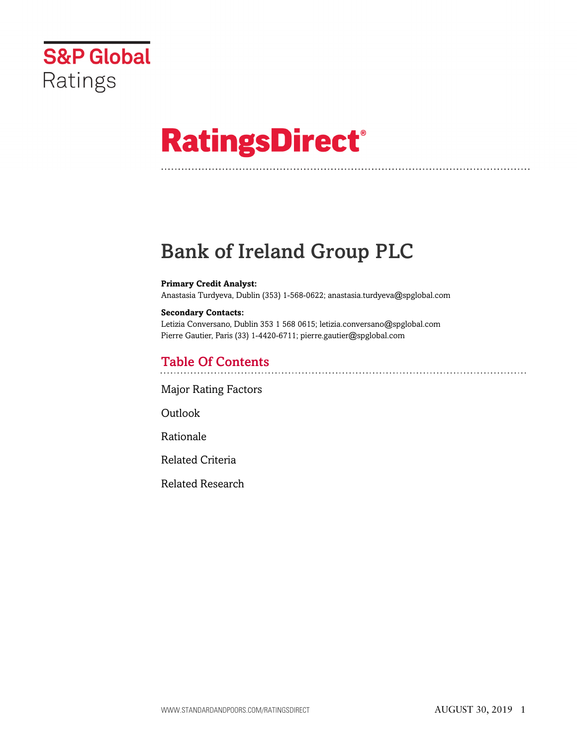# S&P Global Ratings

# RatingsDirect®

# Bank of Ireland Group PLC

**Primary Credit Analyst:**
Anastasia Turdyeva, Dublin (353) 1-568-0622; anastasia.turdyeva@spglobal.com

**Secondary Contacts:**
Letizia Conversano, Dublin 353 1 568 0615; letizia.conversano@spglobal.com
Pierre Gautier, Paris (33) 1-4420-6711; pierre.gautier@spglobal.com

## Table Of Contents

Major Rating Factors

Outlook

Rationale

Related Criteria

Related Research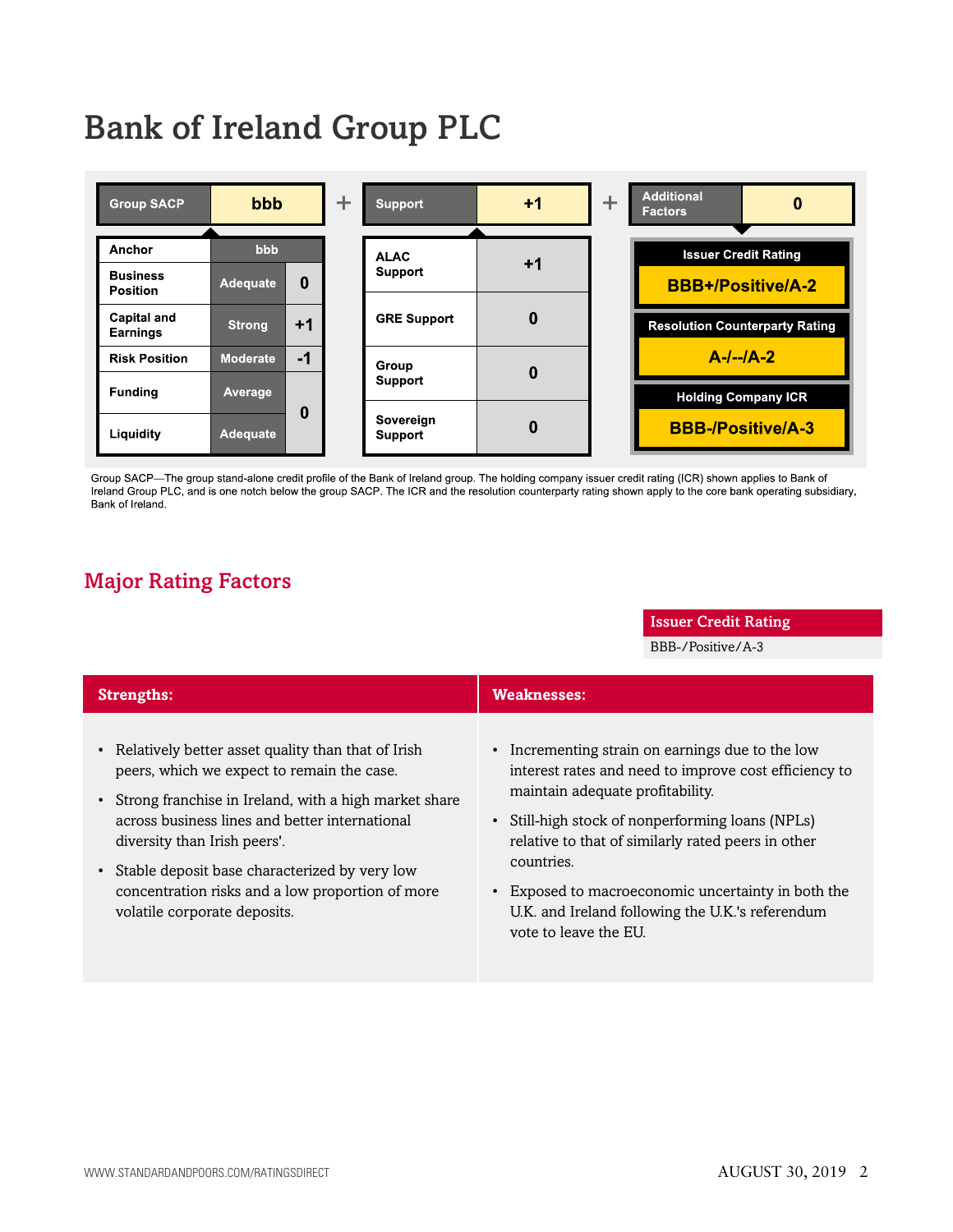# Bank of Ireland Group PLC

| Group SACP | bbb | | + | Support | +1 | + | Additional Factors | 0 |
|---|---|---|---|---|---|---|---|---|
| Anchor | bbb | | | ALAC Support | +1 | | Issuer Credit Rating | BBB+/Positive/A-2 |
| Business Position | Adequate | 0 | | GRE Support | 0 | | Resolution Counterparty Rating | A-/--/A-2 |
| Capital and Earnings | Strong | +1 | | Group Support | 0 | | Holding Company ICR | BBB-/Positive/A-3 |
| Risk Position | Moderate | -1 | | Sovereign Support | 0 | | | |
| Funding | Average | 0 | | | | | | |
| Liquidity | Adequate | | | | | | | |

Group SACP—The group stand-alone credit profile of the Bank of Ireland group. The holding company issuer credit rating (ICR) shown applies to Bank of Ireland Group PLC, and is one notch below the group SACP. The ICR and the resolution counterparty rating shown apply to the core bank operating subsidiary, Bank of Ireland.

## Major Rating Factors

| Issuer Credit Rating |
|---|
| BBB-/Positive/A-3 |

| Strengths: | Weaknesses: |
|---|---|
| • Relatively better asset quality than that of Irish peers, which we expect to remain the case.<br>• Strong franchise in Ireland, with a high market share across business lines and better international diversity than Irish peers'.<br>• Stable deposit base characterized by very low concentration risks and a low proportion of more volatile corporate deposits. | • Incrementing strain on earnings due to the low interest rates and need to improve cost efficiency to maintain adequate profitability.<br>• Still-high stock of nonperforming loans (NPLs) relative to that of similarly rated peers in other countries.<br>• Exposed to macroeconomic uncertainty in both the U.K. and Ireland following the U.K.'s referendum vote to leave the EU. |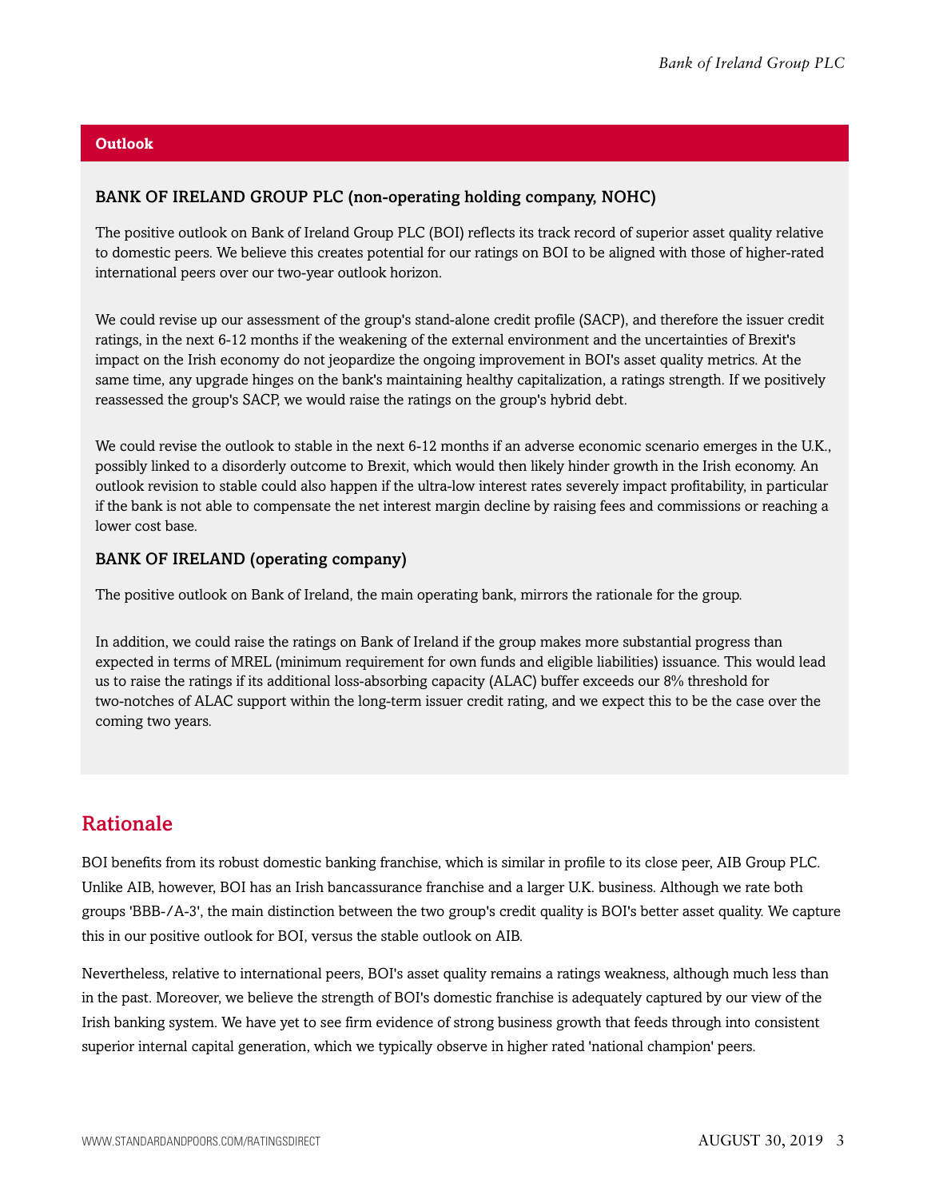## Outlook

### BANK OF IRELAND GROUP PLC (non-operating holding company, NOHC)

The positive outlook on Bank of Ireland Group PLC (BOI) reflects its track record of superior asset quality relative to domestic peers. We believe this creates potential for our ratings on BOI to be aligned with those of higher-rated international peers over our two-year outlook horizon.

We could revise up our assessment of the group's stand-alone credit profile (SACP), and therefore the issuer credit ratings, in the next 6-12 months if the weakening of the external environment and the uncertainties of Brexit's impact on the Irish economy do not jeopardize the ongoing improvement in BOI's asset quality metrics. At the same time, any upgrade hinges on the bank's maintaining healthy capitalization, a ratings strength. If we positively reassessed the group's SACP, we would raise the ratings on the group's hybrid debt.

We could revise the outlook to stable in the next 6-12 months if an adverse economic scenario emerges in the U.K., possibly linked to a disorderly outcome to Brexit, which would then likely hinder growth in the Irish economy. An outlook revision to stable could also happen if the ultra-low interest rates severely impact profitability, in particular if the bank is not able to compensate the net interest margin decline by raising fees and commissions or reaching a lower cost base.

### BANK OF IRELAND (operating company)

The positive outlook on Bank of Ireland, the main operating bank, mirrors the rationale for the group.

In addition, we could raise the ratings on Bank of Ireland if the group makes more substantial progress than expected in terms of MREL (minimum requirement for own funds and eligible liabilities) issuance. This would lead us to raise the ratings if its additional loss-absorbing capacity (ALAC) buffer exceeds our 8% threshold for two-notches of ALAC support within the long-term issuer credit rating, and we expect this to be the case over the coming two years.

## Rationale

BOI benefits from its robust domestic banking franchise, which is similar in profile to its close peer, AIB Group PLC. Unlike AIB, however, BOI has an Irish bancassurance franchise and a larger U.K. business. Although we rate both groups 'BBB-/A-3', the main distinction between the two group's credit quality is BOI's better asset quality. We capture this in our positive outlook for BOI, versus the stable outlook on AIB.

Nevertheless, relative to international peers, BOI's asset quality remains a ratings weakness, although much less than in the past. Moreover, we believe the strength of BOI's domestic franchise is adequately captured by our view of the Irish banking system. We have yet to see firm evidence of strong business growth that feeds through into consistent superior internal capital generation, which we typically observe in higher rated 'national champion' peers.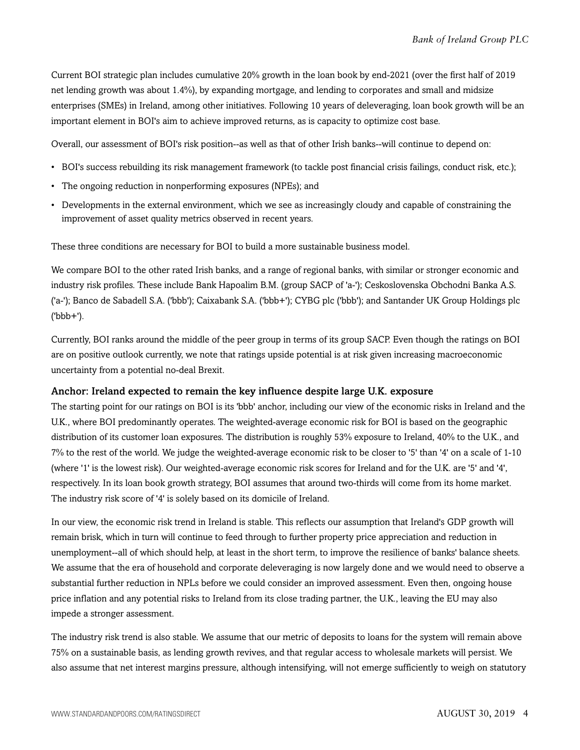Current BOI strategic plan includes cumulative 20% growth in the loan book by end-2021 (over the first half of 2019 net lending growth was about 1.4%), by expanding mortgage, and lending to corporates and small and midsize enterprises (SMEs) in Ireland, among other initiatives. Following 10 years of deleveraging, loan book growth will be an important element in BOI's aim to achieve improved returns, as is capacity to optimize cost base.

Overall, our assessment of BOI's risk position--as well as that of other Irish banks--will continue to depend on:

- BOI's success rebuilding its risk management framework (to tackle post financial crisis failings, conduct risk, etc.);
- The ongoing reduction in nonperforming exposures (NPEs); and
- Developments in the external environment, which we see as increasingly cloudy and capable of constraining the improvement of asset quality metrics observed in recent years.

These three conditions are necessary for BOI to build a more sustainable business model.

We compare BOI to the other rated Irish banks, and a range of regional banks, with similar or stronger economic and industry risk profiles. These include Bank Hapoalim B.M. (group SACP of 'a-'); Ceskoslovenska Obchodni Banka A.S. ('a-'); Banco de Sabadell S.A. ('bbb'); Caixabank S.A. ('bbb+'); CYBG plc ('bbb'); and Santander UK Group Holdings plc ('bbb+').

Currently, BOI ranks around the middle of the peer group in terms of its group SACP. Even though the ratings on BOI are on positive outlook currently, we note that ratings upside potential is at risk given increasing macroeconomic uncertainty from a potential no-deal Brexit.

### Anchor: Ireland expected to remain the key influence despite large U.K. exposure

The starting point for our ratings on BOI is its 'bbb' anchor, including our view of the economic risks in Ireland and the U.K., where BOI predominantly operates. The weighted-average economic risk for BOI is based on the geographic distribution of its customer loan exposures. The distribution is roughly 53% exposure to Ireland, 40% to the U.K., and 7% to the rest of the world. We judge the weighted-average economic risk to be closer to '5' than '4' on a scale of 1-10 (where '1' is the lowest risk). Our weighted-average economic risk scores for Ireland and for the U.K. are '5' and '4', respectively. In its loan book growth strategy, BOI assumes that around two-thirds will come from its home market. The industry risk score of '4' is solely based on its domicile of Ireland.

In our view, the economic risk trend in Ireland is stable. This reflects our assumption that Ireland's GDP growth will remain brisk, which in turn will continue to feed through to further property price appreciation and reduction in unemployment--all of which should help, at least in the short term, to improve the resilience of banks' balance sheets. We assume that the era of household and corporate deleveraging is now largely done and we would need to observe a substantial further reduction in NPLs before we could consider an improved assessment. Even then, ongoing house price inflation and any potential risks to Ireland from its close trading partner, the U.K., leaving the EU may also impede a stronger assessment.

The industry risk trend is also stable. We assume that our metric of deposits to loans for the system will remain above 75% on a sustainable basis, as lending growth revives, and that regular access to wholesale markets will persist. We also assume that net interest margins pressure, although intensifying, will not emerge sufficiently to weigh on statutory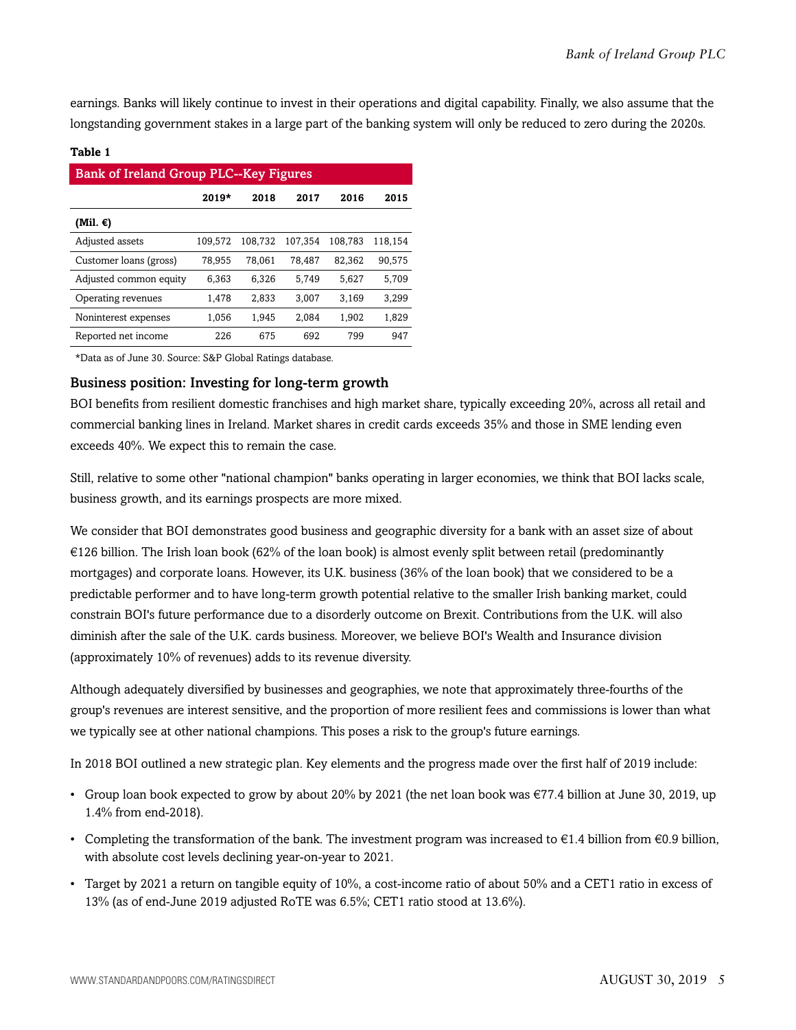earnings. Banks will likely continue to invest in their operations and digital capability. Finally, we also assume that the longstanding government stakes in a large part of the banking system will only be reduced to zero during the 2020s.

**Table 1**

| Bank of Ireland Group PLC--Key Figures | | | | | |
|---|---|---|---|---|---|
| | **2019*** | **2018** | **2017** | **2016** | **2015** |
| **(Mil. €)** | | | | | |
| Adjusted assets | 109,572 | 108,732 | 107,354 | 108,783 | 118,154 |
| Customer loans (gross) | 78,955 | 78,061 | 78,487 | 82,362 | 90,575 |
| Adjusted common equity | 6,363 | 6,326 | 5,749 | 5,627 | 5,709 |
| Operating revenues | 1,478 | 2,833 | 3,007 | 3,169 | 3,299 |
| Noninterest expenses | 1,056 | 1,945 | 2,084 | 1,902 | 1,829 |
| Reported net income | 226 | 675 | 692 | 799 | 947 |

*Data as of June 30. Source: S&P Global Ratings database.

### Business position: Investing for long-term growth

BOI benefits from resilient domestic franchises and high market share, typically exceeding 20%, across all retail and commercial banking lines in Ireland. Market shares in credit cards exceeds 35% and those in SME lending even exceeds 40%. We expect this to remain the case.

Still, relative to some other "national champion" banks operating in larger economies, we think that BOI lacks scale, business growth, and its earnings prospects are more mixed.

We consider that BOI demonstrates good business and geographic diversity for a bank with an asset size of about €126 billion. The Irish loan book (62% of the loan book) is almost evenly split between retail (predominantly mortgages) and corporate loans. However, its U.K. business (36% of the loan book) that we considered to be a predictable performer and to have long-term growth potential relative to the smaller Irish banking market, could constrain BOI's future performance due to a disorderly outcome on Brexit. Contributions from the U.K. will also diminish after the sale of the U.K. cards business. Moreover, we believe BOI's Wealth and Insurance division (approximately 10% of revenues) adds to its revenue diversity.

Although adequately diversified by businesses and geographies, we note that approximately three-fourths of the group's revenues are interest sensitive, and the proportion of more resilient fees and commissions is lower than what we typically see at other national champions. This poses a risk to the group's future earnings.

In 2018 BOI outlined a new strategic plan. Key elements and the progress made over the first half of 2019 include:

- Group loan book expected to grow by about 20% by 2021 (the net loan book was €77.4 billion at June 30, 2019, up 1.4% from end-2018).
- Completing the transformation of the bank. The investment program was increased to €1.4 billion from €0.9 billion, with absolute cost levels declining year-on-year to 2021.
- Target by 2021 a return on tangible equity of 10%, a cost-income ratio of about 50% and a CET1 ratio in excess of 13% (as of end-June 2019 adjusted RoTE was 6.5%; CET1 ratio stood at 13.6%).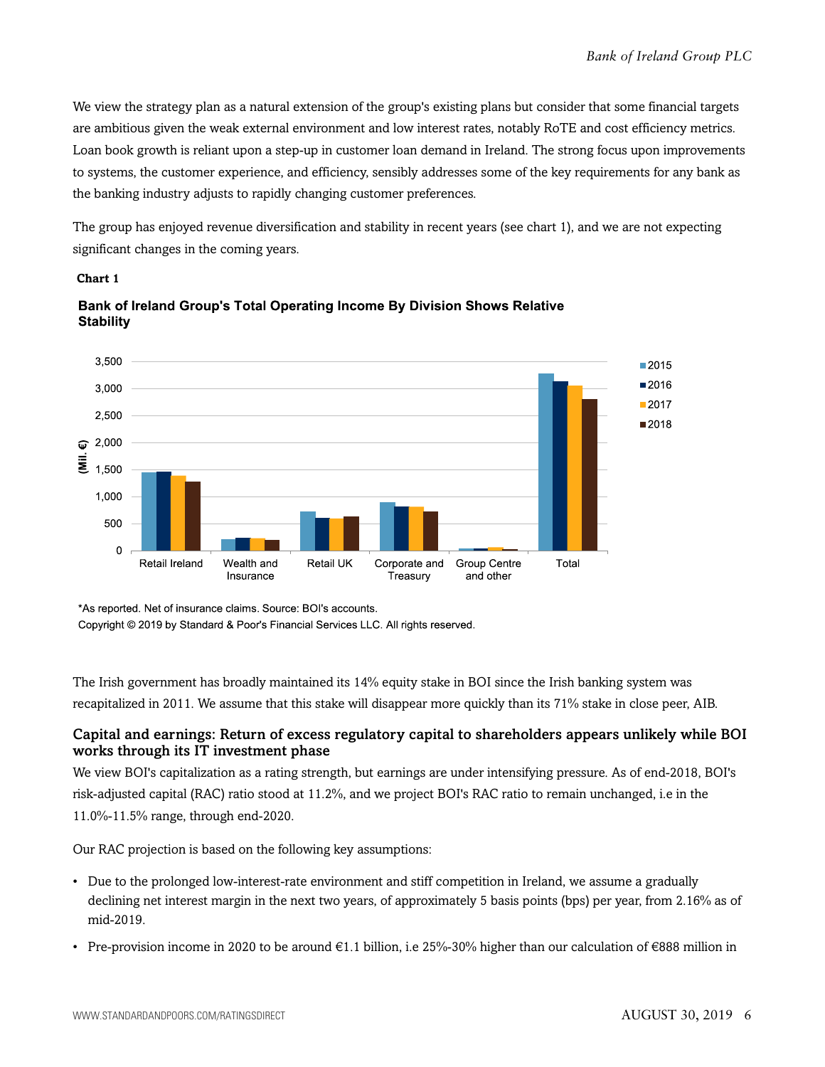We view the strategy plan as a natural extension of the group's existing plans but consider that some financial targets are ambitious given the weak external environment and low interest rates, notably RoTE and cost efficiency metrics. Loan book growth is reliant upon a step-up in customer loan demand in Ireland. The strong focus upon improvements to systems, the customer experience, and efficiency, sensibly addresses some of the key requirements for any bank as the banking industry adjusts to rapidly changing customer preferences.

The group has enjoyed revenue diversification and stability in recent years (see chart 1), and we are not expecting significant changes in the coming years.

**Chart 1**

**Bank of Ireland Group's Total Operating Income By Division Shows Relative Stability**

*As reported. Net of insurance claims. Source: BOI's accounts.

Copyright © 2019 by Standard & Poor's Financial Services LLC. All rights reserved.

The Irish government has broadly maintained its 14% equity stake in BOI since the Irish banking system was recapitalized in 2011. We assume that this stake will disappear more quickly than its 71% stake in close peer, AIB.

### Capital and earnings: Return of excess regulatory capital to shareholders appears unlikely while BOI works through its IT investment phase

We view BOI's capitalization as a rating strength, but earnings are under intensifying pressure. As of end-2018, BOI's risk-adjusted capital (RAC) ratio stood at 11.2%, and we project BOI's RAC ratio to remain unchanged, i.e in the 11.0%-11.5% range, through end-2020.

Our RAC projection is based on the following key assumptions:

- Due to the prolonged low-interest-rate environment and stiff competition in Ireland, we assume a gradually declining net interest margin in the next two years, of approximately 5 basis points (bps) per year, from 2.16% as of mid-2019.
- Pre-provision income in 2020 to be around €1.1 billion, i.e 25%-30% higher than our calculation of €888 million in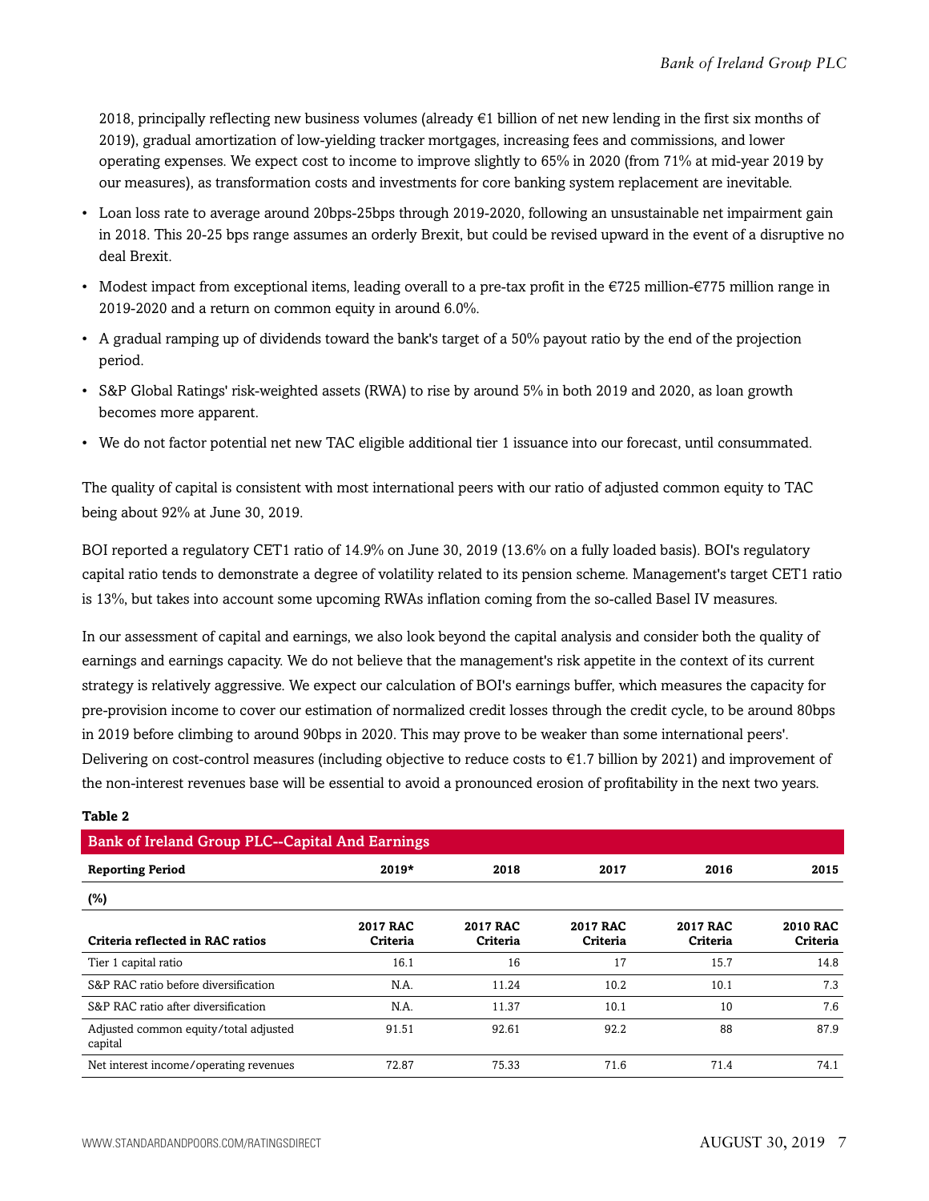2018, principally reflecting new business volumes (already €1 billion of net new lending in the first six months of 2019), gradual amortization of low-yielding tracker mortgages, increasing fees and commissions, and lower operating expenses. We expect cost to income to improve slightly to 65% in 2020 (from 71% at mid-year 2019 by our measures), as transformation costs and investments for core banking system replacement are inevitable.

- Loan loss rate to average around 20bps-25bps through 2019-2020, following an unsustainable net impairment gain in 2018. This 20-25 bps range assumes an orderly Brexit, but could be revised upward in the event of a disruptive no deal Brexit.
- Modest impact from exceptional items, leading overall to a pre-tax profit in the €725 million-€775 million range in 2019-2020 and a return on common equity in around 6.0%.
- A gradual ramping up of dividends toward the bank's target of a 50% payout ratio by the end of the projection period.
- S&P Global Ratings' risk-weighted assets (RWA) to rise by around 5% in both 2019 and 2020, as loan growth becomes more apparent.
- We do not factor potential net new TAC eligible additional tier 1 issuance into our forecast, until consummated.

The quality of capital is consistent with most international peers with our ratio of adjusted common equity to TAC being about 92% at June 30, 2019.

BOI reported a regulatory CET1 ratio of 14.9% on June 30, 2019 (13.6% on a fully loaded basis). BOI's regulatory capital ratio tends to demonstrate a degree of volatility related to its pension scheme. Management's target CET1 ratio is 13%, but takes into account some upcoming RWAs inflation coming from the so-called Basel IV measures.

In our assessment of capital and earnings, we also look beyond the capital analysis and consider both the quality of earnings and earnings capacity. We do not believe that the management's risk appetite in the context of its current strategy is relatively aggressive. We expect our calculation of BOI's earnings buffer, which measures the capacity for pre-provision income to cover our estimation of normalized credit losses through the credit cycle, to be around 80bps in 2019 before climbing to around 90bps in 2020. This may prove to be weaker than some international peers'. Delivering on cost-control measures (including objective to reduce costs to €1.7 billion by 2021) and improvement of the non-interest revenues base will be essential to avoid a pronounced erosion of profitability in the next two years.

**Table 2**

| Bank of Ireland Group PLC--Capital And Earnings | | | | | |
|---|---|---|---|---|---|
| **Reporting Period** | **2019*** | **2018** | **2017** | **2016** | **2015** |
| **(%)** | | | | | |
| **Criteria reflected in RAC ratios** | **2017 RAC Criteria** | **2017 RAC Criteria** | **2017 RAC Criteria** | **2017 RAC Criteria** | **2010 RAC Criteria** |
| Tier 1 capital ratio | 16.1 | 16 | 17 | 15.7 | 14.8 |
| S&P RAC ratio before diversification | N.A. | 11.24 | 10.2 | 10.1 | 7.3 |
| S&P RAC ratio after diversification | N.A. | 11.37 | 10.1 | 10 | 7.6 |
| Adjusted common equity/total adjusted capital | 91.51 | 92.61 | 92.2 | 88 | 87.9 |
| Net interest income/operating revenues | 72.87 | 75.33 | 71.6 | 71.4 | 74.1 |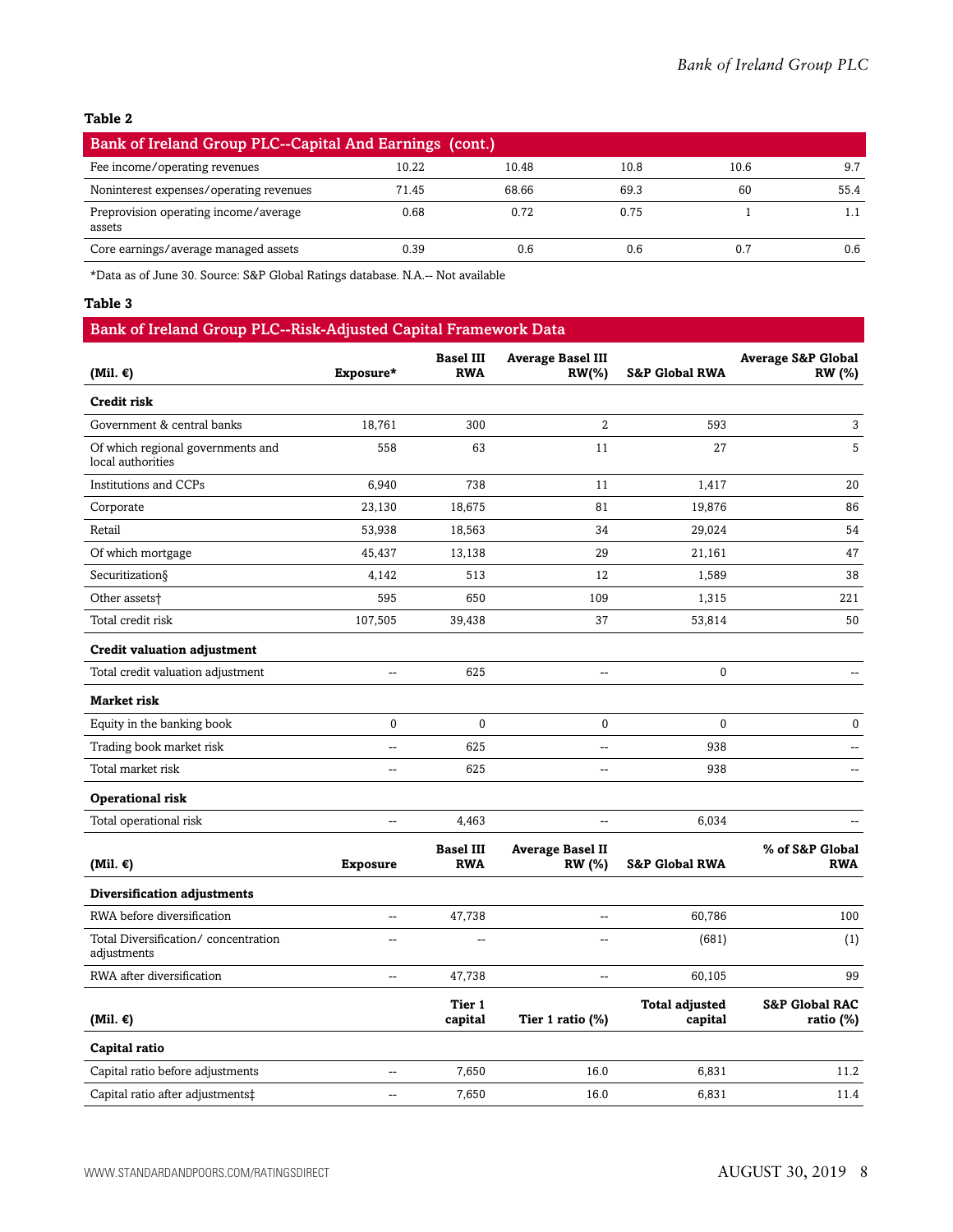**Table 2**

| Bank of Ireland Group PLC--Capital And Earnings (cont.) | | | | | |
|---|---|---|---|---|---|
| Fee income/operating revenues | 10.22 | 10.48 | 10.8 | 10.6 | 9.7 |
| Noninterest expenses/operating revenues | 71.45 | 68.66 | 69.3 | 60 | 55.4 |
| Preprovision operating income/average assets | 0.68 | 0.72 | 0.75 | 1 | 1.1 |
| Core earnings/average managed assets | 0.39 | 0.6 | 0.6 | 0.7 | 0.6 |

*Data as of June 30. Source: S&P Global Ratings database. N.A.-- Not available

**Table 3**

**Bank of Ireland Group PLC--Risk-Adjusted Capital Framework Data**

| (Mil. €) | Exposure* | Basel III RWA | Average Basel III RW(%) | S&P Global RWA | Average S&P Global RW (%) |
|---|---|---|---|---|---|
| **Credit risk** | | | | | |
| Government & central banks | 18,761 | 300 | 2 | 593 | 3 |
| Of which regional governments and local authorities | 558 | 63 | 11 | 27 | 5 |
| Institutions and CCPs | 6,940 | 738 | 11 | 1,417 | 20 |
| Corporate | 23,130 | 18,675 | 81 | 19,876 | 86 |
| Retail | 53,938 | 18,563 | 34 | 29,024 | 54 |
| Of which mortgage | 45,437 | 13,138 | 29 | 21,161 | 47 |
| Securitization§ | 4,142 | 513 | 12 | 1,589 | 38 |
| Other assets† | 595 | 650 | 109 | 1,315 | 221 |
| Total credit risk | 107,505 | 39,438 | 37 | 53,814 | 50 |
| **Credit valuation adjustment** | | | | | |
| Total credit valuation adjustment | -- | 625 | -- | 0 | -- |
| **Market risk** | | | | | |
| Equity in the banking book | 0 | 0 | 0 | 0 | 0 |
| Trading book market risk | -- | 625 | -- | 938 | -- |
| Total market risk | -- | 625 | -- | 938 | -- |
| **Operational risk** | | | | | |
| Total operational risk | -- | 4,463 | -- | 6,034 | -- |
| **(Mil. €)** | **Exposure** | **Basel III RWA** | **Average Basel II RW (%)** | **S&P Global RWA** | **% of S&P Global RWA** |
| **Diversification adjustments** | | | | | |
| RWA before diversification | -- | 47,738 | -- | 60,786 | 100 |
| Total Diversification/ concentration adjustments | -- | -- | -- | (681) | (1) |
| RWA after diversification | -- | 47,738 | -- | 60,105 | 99 |
| **(Mil. €)** | | **Tier 1 capital** | **Tier 1 ratio (%)** | **Total adjusted capital** | **S&P Global RAC ratio (%)** |
| **Capital ratio** | | | | | |
| Capital ratio before adjustments | -- | 7,650 | 16.0 | 6,831 | 11.2 |
| Capital ratio after adjustments‡ | -- | 7,650 | 16.0 | 6,831 | 11.4 |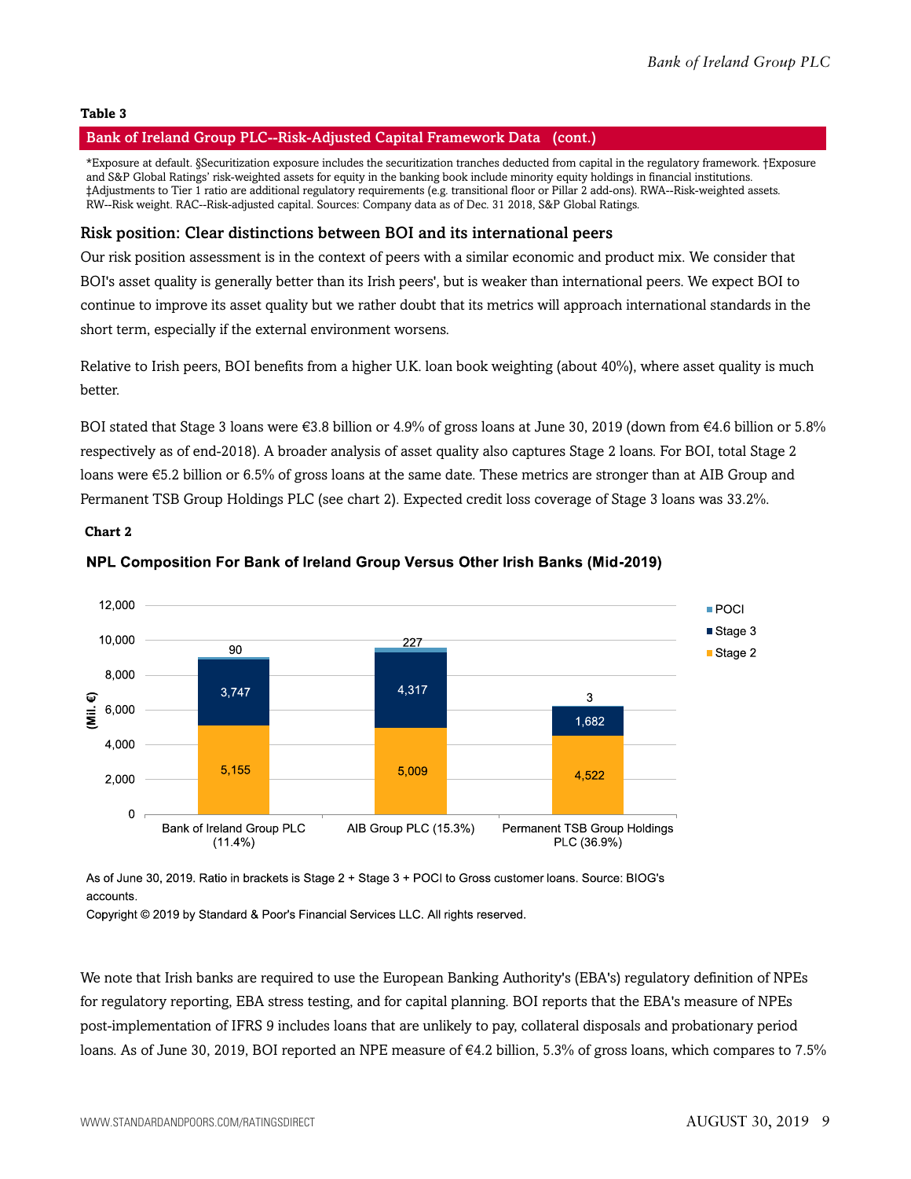**Table 3**

**Bank of Ireland Group PLC--Risk-Adjusted Capital Framework Data (cont.)**

*Exposure at default. §Securitization exposure includes the securitization tranches deducted from capital in the regulatory framework. †Exposure and S&P Global Ratings' risk-weighted assets for equity in the banking book include minority equity holdings in financial institutions. ‡Adjustments to Tier 1 ratio are additional regulatory requirements (e.g. transitional floor or Pillar 2 add-ons). RWA--Risk-weighted assets. RW--Risk weight. RAC--Risk-adjusted capital. Sources: Company data as of Dec. 31 2018, S&P Global Ratings.

### Risk position: Clear distinctions between BOI and its international peers

Our risk position assessment is in the context of peers with a similar economic and product mix. We consider that BOI's asset quality is generally better than its Irish peers', but is weaker than international peers. We expect BOI to continue to improve its asset quality but we rather doubt that its metrics will approach international standards in the short term, especially if the external environment worsens.

Relative to Irish peers, BOI benefits from a higher U.K. loan book weighting (about 40%), where asset quality is much better.

BOI stated that Stage 3 loans were €3.8 billion or 4.9% of gross loans at June 30, 2019 (down from €4.6 billion or 5.8% respectively as of end-2018). A broader analysis of asset quality also captures Stage 2 loans. For BOI, total Stage 2 loans were €5.2 billion or 6.5% of gross loans at the same date. These metrics are stronger than at AIB Group and Permanent TSB Group Holdings PLC (see chart 2). Expected credit loss coverage of Stage 3 loans was 33.2%.

**Chart 2**

**NPL Composition For Bank of Ireland Group Versus Other Irish Banks (Mid-2019)**

| (Mil. €) | Stage 2 | Stage 3 | POCI |
|---|---|---|---|
| Bank of Ireland Group PLC (11.4%) | 5,155 | 3,747 | 90 |
| AIB Group PLC (15.3%) | 5,009 | 4,317 | 227 |
| Permanent TSB Group Holdings PLC (36.9%) | 4,522 | 1,682 | 3 |

As of June 30, 2019. Ratio in brackets is Stage 2 + Stage 3 + POCI to Gross customer loans. Source: BIOG's accounts.

Copyright © 2019 by Standard & Poor's Financial Services LLC. All rights reserved.

We note that Irish banks are required to use the European Banking Authority's (EBA's) regulatory definition of NPEs for regulatory reporting, EBA stress testing, and for capital planning. BOI reports that the EBA's measure of NPEs post-implementation of IFRS 9 includes loans that are unlikely to pay, collateral disposals and probationary period loans. As of June 30, 2019, BOI reported an NPE measure of €4.2 billion, 5.3% of gross loans, which compares to 7.5%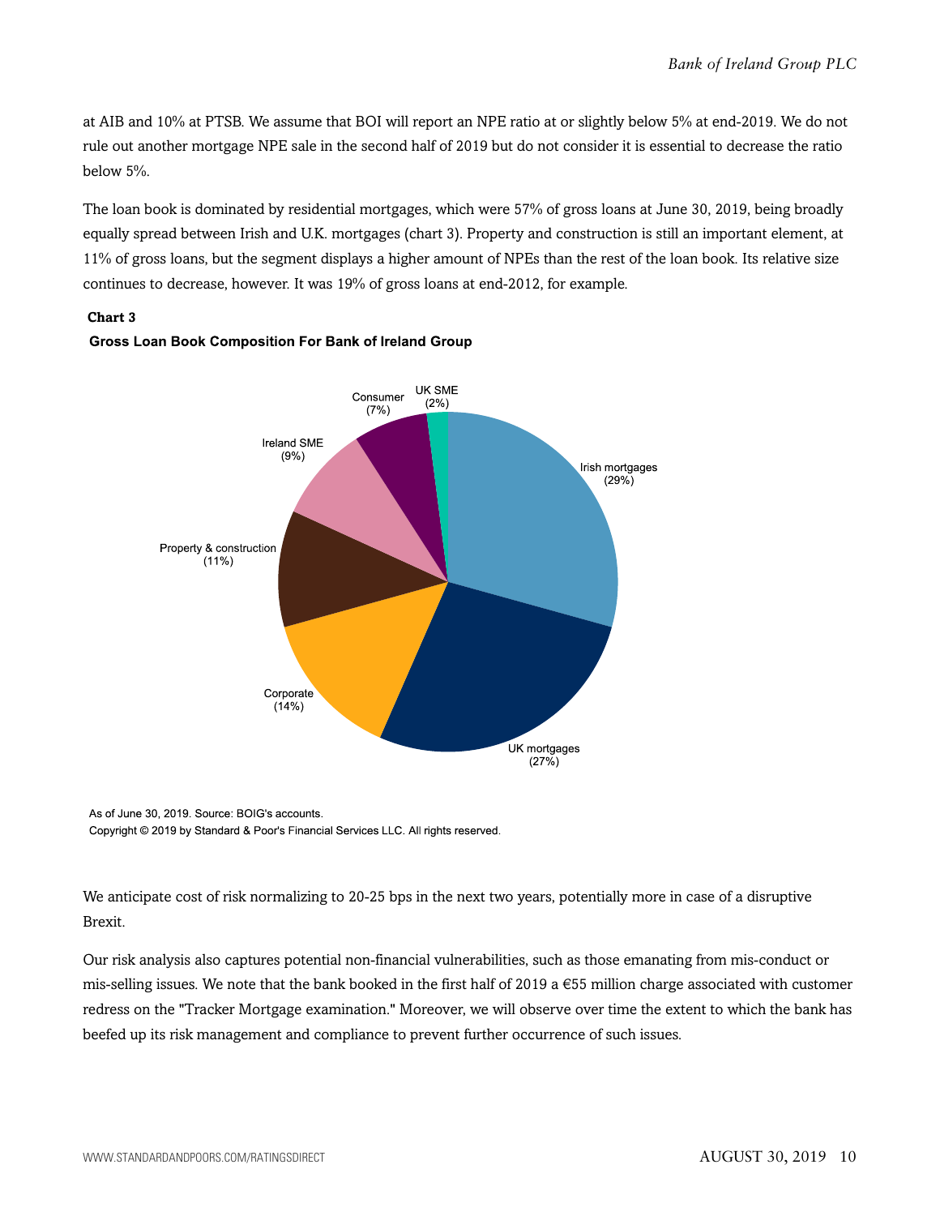at AIB and 10% at PTSB. We assume that BOI will report an NPE ratio at or slightly below 5% at end-2019. We do not rule out another mortgage NPE sale in the second half of 2019 but do not consider it is essential to decrease the ratio below 5%.

The loan book is dominated by residential mortgages, which were 57% of gross loans at June 30, 2019, being broadly equally spread between Irish and U.K. mortgages (chart 3). Property and construction is still an important element, at 11% of gross loans, but the segment displays a higher amount of NPEs than the rest of the loan book. Its relative size continues to decrease, however. It was 19% of gross loans at end-2012, for example.

**Chart 3**

**Gross Loan Book Composition For Bank of Ireland Group**

| Segment | Share |
|---|---|
| Irish mortgages | 29% |
| UK mortgages | 27% |
| Corporate | 14% |
| Property & construction | 11% |
| Ireland SME | 9% |
| Consumer | 7% |
| UK SME | 2% |

As of June 30, 2019. Source: BOIG's accounts.
Copyright © 2019 by Standard & Poor's Financial Services LLC. All rights reserved.

We anticipate cost of risk normalizing to 20-25 bps in the next two years, potentially more in case of a disruptive Brexit.

Our risk analysis also captures potential non-financial vulnerabilities, such as those emanating from mis-conduct or mis-selling issues. We note that the bank booked in the first half of 2019 a €55 million charge associated with customer redress on the "Tracker Mortgage examination." Moreover, we will observe over time the extent to which the bank has beefed up its risk management and compliance to prevent further occurrence of such issues.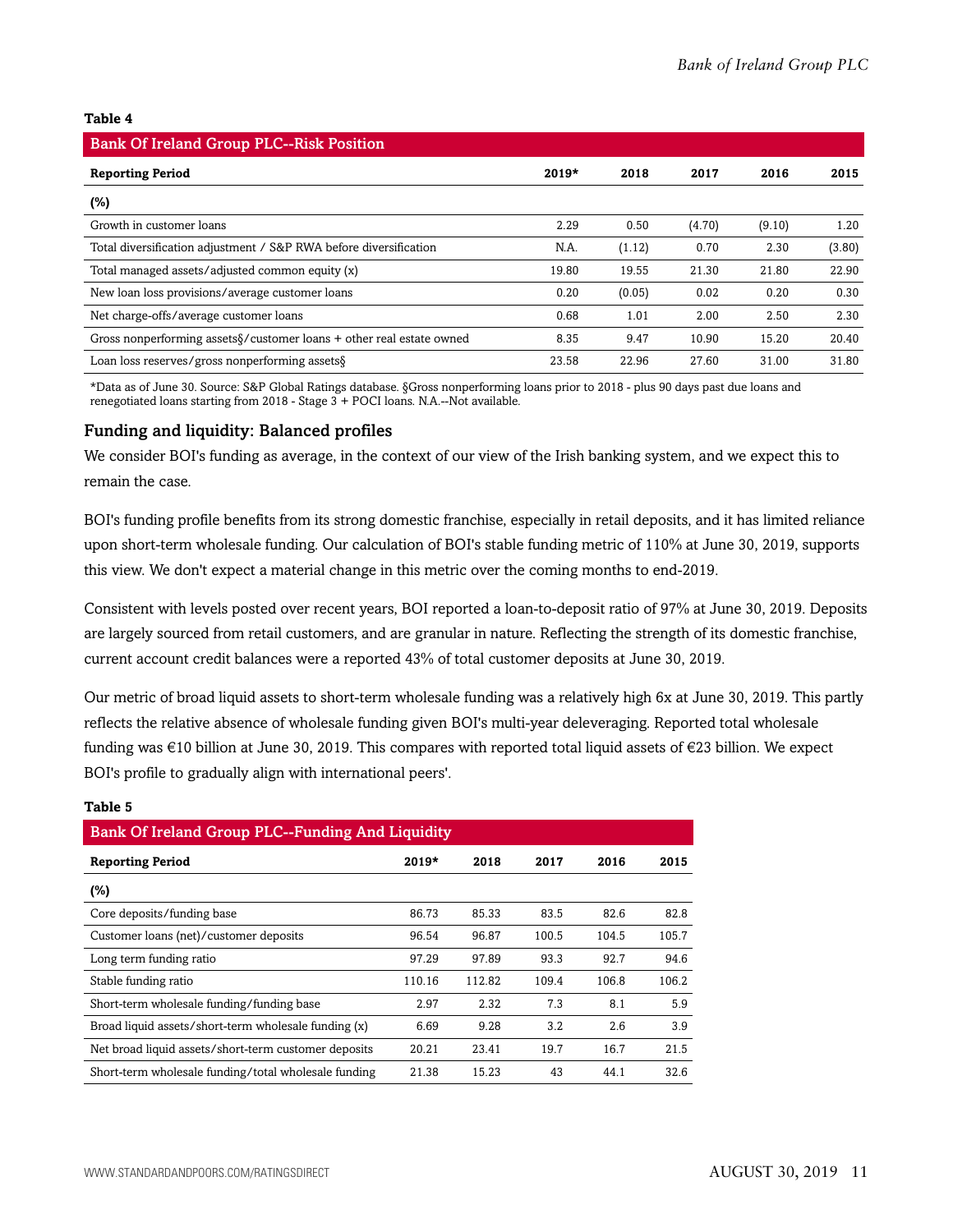**Table 4**

| Bank Of Ireland Group PLC--Risk Position | | | | | |
|---|---|---|---|---|---|
| **Reporting Period** | **2019*** | **2018** | **2017** | **2016** | **2015** |
| **(%)** | | | | | |
| Growth in customer loans | 2.29 | 0.50 | (4.70) | (9.10) | 1.20 |
| Total diversification adjustment / S&P RWA before diversification | N.A. | (1.12) | 0.70 | 2.30 | (3.80) |
| Total managed assets/adjusted common equity (x) | 19.80 | 19.55 | 21.30 | 21.80 | 22.90 |
| New loan loss provisions/average customer loans | 0.20 | (0.05) | 0.02 | 0.20 | 0.30 |
| Net charge-offs/average customer loans | 0.68 | 1.01 | 2.00 | 2.50 | 2.30 |
| Gross nonperforming assets§/customer loans + other real estate owned | 8.35 | 9.47 | 10.90 | 15.20 | 20.40 |
| Loan loss reserves/gross nonperforming assets§ | 23.58 | 22.96 | 27.60 | 31.00 | 31.80 |

*Data as of June 30. Source: S&P Global Ratings database. §Gross nonperforming loans prior to 2018 - plus 90 days past due loans and renegotiated loans starting from 2018 - Stage 3 + POCI loans. N.A.--Not available.

### Funding and liquidity: Balanced profiles

We consider BOI's funding as average, in the context of our view of the Irish banking system, and we expect this to remain the case.

BOI's funding profile benefits from its strong domestic franchise, especially in retail deposits, and it has limited reliance upon short-term wholesale funding. Our calculation of BOI's stable funding metric of 110% at June 30, 2019, supports this view. We don't expect a material change in this metric over the coming months to end-2019.

Consistent with levels posted over recent years, BOI reported a loan-to-deposit ratio of 97% at June 30, 2019. Deposits are largely sourced from retail customers, and are granular in nature. Reflecting the strength of its domestic franchise, current account credit balances were a reported 43% of total customer deposits at June 30, 2019.

Our metric of broad liquid assets to short-term wholesale funding was a relatively high 6x at June 30, 2019. This partly reflects the relative absence of wholesale funding given BOI's multi-year deleveraging. Reported total wholesale funding was €10 billion at June 30, 2019. This compares with reported total liquid assets of €23 billion. We expect BOI's profile to gradually align with international peers'.

**Table 5**

| Bank Of Ireland Group PLC--Funding And Liquidity | | | | | |
|---|---|---|---|---|---|
| **Reporting Period** | **2019*** | **2018** | **2017** | **2016** | **2015** |
| **(%)** | | | | | |
| Core deposits/funding base | 86.73 | 85.33 | 83.5 | 82.6 | 82.8 |
| Customer loans (net)/customer deposits | 96.54 | 96.87 | 100.5 | 104.5 | 105.7 |
| Long term funding ratio | 97.29 | 97.89 | 93.3 | 92.7 | 94.6 |
| Stable funding ratio | 110.16 | 112.82 | 109.4 | 106.8 | 106.2 |
| Short-term wholesale funding/funding base | 2.97 | 2.32 | 7.3 | 8.1 | 5.9 |
| Broad liquid assets/short-term wholesale funding (x) | 6.69 | 9.28 | 3.2 | 2.6 | 3.9 |
| Net broad liquid assets/short-term customer deposits | 20.21 | 23.41 | 19.7 | 16.7 | 21.5 |
| Short-term wholesale funding/total wholesale funding | 21.38 | 15.23 | 43 | 44.1 | 32.6 |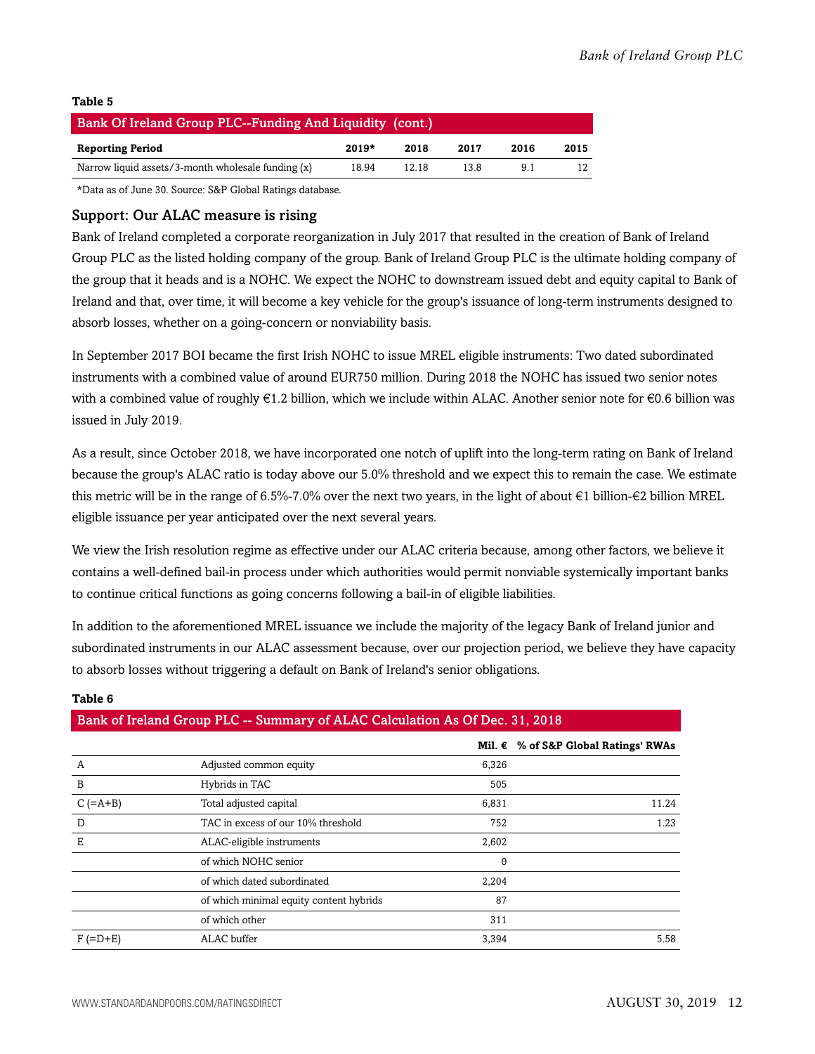**Table 5**

| Bank Of Ireland Group PLC--Funding And Liquidity (cont.) | | | | | |
|---|---|---|---|---|---|
| **Reporting Period** | **2019*** | **2018** | **2017** | **2016** | **2015** |
| Narrow liquid assets/3-month wholesale funding (x) | 18.94 | 12.18 | 13.8 | 9.1 | 12 |

*Data as of June 30. Source: S&P Global Ratings database.

### Support: Our ALAC measure is rising

Bank of Ireland completed a corporate reorganization in July 2017 that resulted in the creation of Bank of Ireland Group PLC as the listed holding company of the group. Bank of Ireland Group PLC is the ultimate holding company of the group that it heads and is a NOHC. We expect the NOHC to downstream issued debt and equity capital to Bank of Ireland and that, over time, it will become a key vehicle for the group's issuance of long-term instruments designed to absorb losses, whether on a going-concern or nonviability basis.

In September 2017 BOI became the first Irish NOHC to issue MREL eligible instruments: Two dated subordinated instruments with a combined value of around EUR750 million. During 2018 the NOHC has issued two senior notes with a combined value of roughly €1.2 billion, which we include within ALAC. Another senior note for €0.6 billion was issued in July 2019.

As a result, since October 2018, we have incorporated one notch of uplift into the long-term rating on Bank of Ireland because the group's ALAC ratio is today above our 5.0% threshold and we expect this to remain the case. We estimate this metric will be in the range of 6.5%-7.0% over the next two years, in the light of about €1 billion-€2 billion MREL eligible issuance per year anticipated over the next several years.

We view the Irish resolution regime as effective under our ALAC criteria because, among other factors, we believe it contains a well-defined bail-in process under which authorities would permit nonviable systemically important banks to continue critical functions as going concerns following a bail-in of eligible liabilities.

In addition to the aforementioned MREL issuance we include the majority of the legacy Bank of Ireland junior and subordinated instruments in our ALAC assessment because, over our projection period, we believe they have capacity to absorb losses without triggering a default on Bank of Ireland's senior obligations.

**Table 6**

| Bank of Ireland Group PLC -- Summary of ALAC Calculation As Of Dec. 31, 2018 | | | |
|---|---|---|---|
| | | **Mil. €** | **% of S&P Global Ratings' RWAs** |
| A | Adjusted common equity | 6,326 | |
| B | Hybrids in TAC | 505 | |
| C (=A+B) | Total adjusted capital | 6,831 | 11.24 |
| D | TAC in excess of our 10% threshold | 752 | 1.23 |
| E | ALAC-eligible instruments | 2,602 | |
| | of which NOHC senior | 0 | |
| | of which dated subordinated | 2,204 | |
| | of which minimal equity content hybrids | 87 | |
| | of which other | 311 | |
| F (=D+E) | ALAC buffer | 3,394 | 5.58 |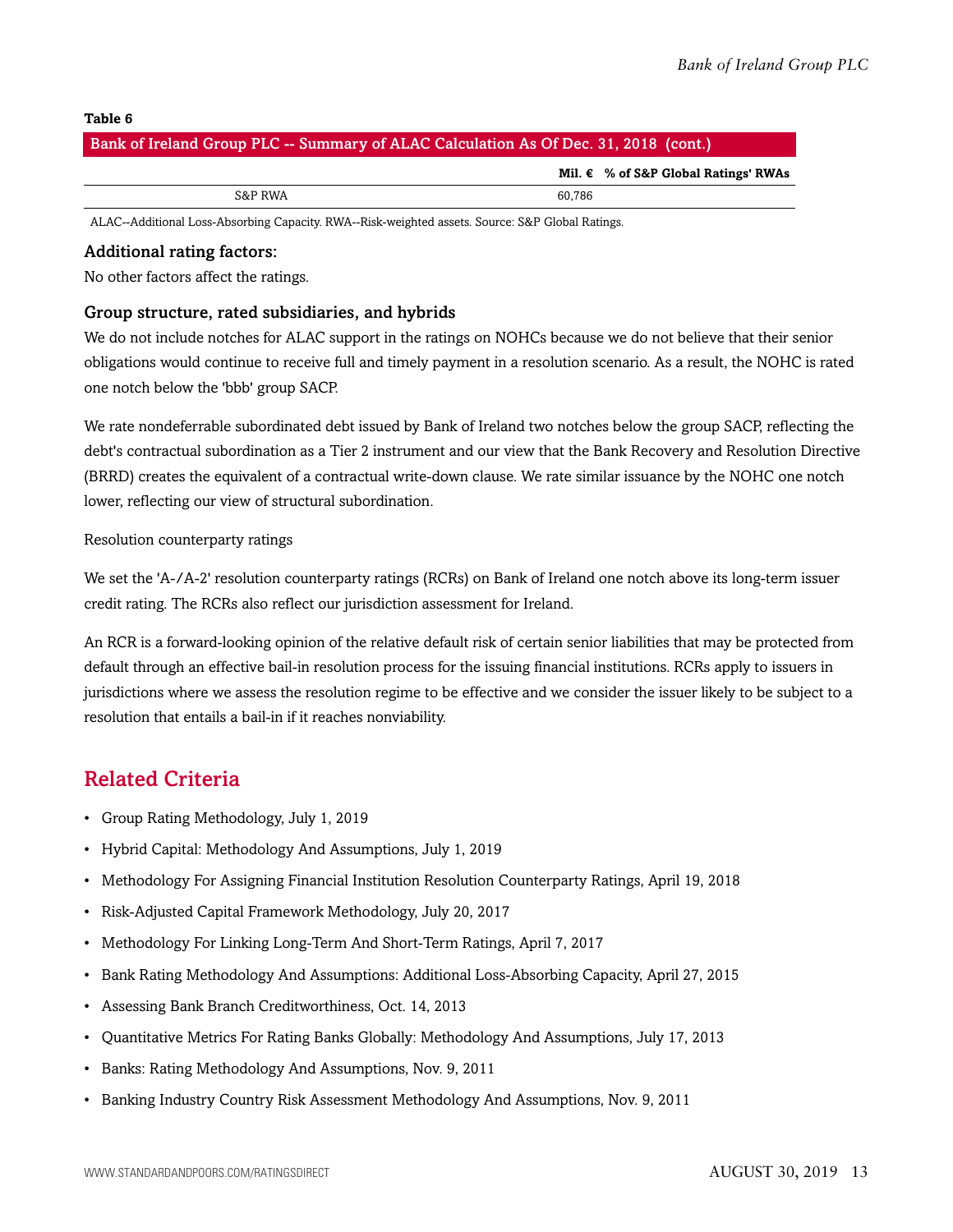**Table 6**

**Bank of Ireland Group PLC -- Summary of ALAC Calculation As Of Dec. 31, 2018 (cont.)**

| | Mil. € | % of S&P Global Ratings' RWAs |
|---|---|---|
| S&P RWA | 60,786 | |

ALAC--Additional Loss-Absorbing Capacity. RWA--Risk-weighted assets. Source: S&P Global Ratings.

### Additional rating factors:

No other factors affect the ratings.

### Group structure, rated subsidiaries, and hybrids

We do not include notches for ALAC support in the ratings on NOHCs because we do not believe that their senior obligations would continue to receive full and timely payment in a resolution scenario. As a result, the NOHC is rated one notch below the 'bbb' group SACP.

We rate nondeferrable subordinated debt issued by Bank of Ireland two notches below the group SACP, reflecting the debt's contractual subordination as a Tier 2 instrument and our view that the Bank Recovery and Resolution Directive (BRRD) creates the equivalent of a contractual write-down clause. We rate similar issuance by the NOHC one notch lower, reflecting our view of structural subordination.

Resolution counterparty ratings

We set the 'A-/A-2' resolution counterparty ratings (RCRs) on Bank of Ireland one notch above its long-term issuer credit rating. The RCRs also reflect our jurisdiction assessment for Ireland.

An RCR is a forward-looking opinion of the relative default risk of certain senior liabilities that may be protected from default through an effective bail-in resolution process for the issuing financial institutions. RCRs apply to issuers in jurisdictions where we assess the resolution regime to be effective and we consider the issuer likely to be subject to a resolution that entails a bail-in if it reaches nonviability.

## Related Criteria

- Group Rating Methodology, July 1, 2019
- Hybrid Capital: Methodology And Assumptions, July 1, 2019
- Methodology For Assigning Financial Institution Resolution Counterparty Ratings, April 19, 2018
- Risk-Adjusted Capital Framework Methodology, July 20, 2017
- Methodology For Linking Long-Term And Short-Term Ratings, April 7, 2017
- Bank Rating Methodology And Assumptions: Additional Loss-Absorbing Capacity, April 27, 2015
- Assessing Bank Branch Creditworthiness, Oct. 14, 2013
- Quantitative Metrics For Rating Banks Globally: Methodology And Assumptions, July 17, 2013
- Banks: Rating Methodology And Assumptions, Nov. 9, 2011
- Banking Industry Country Risk Assessment Methodology And Assumptions, Nov. 9, 2011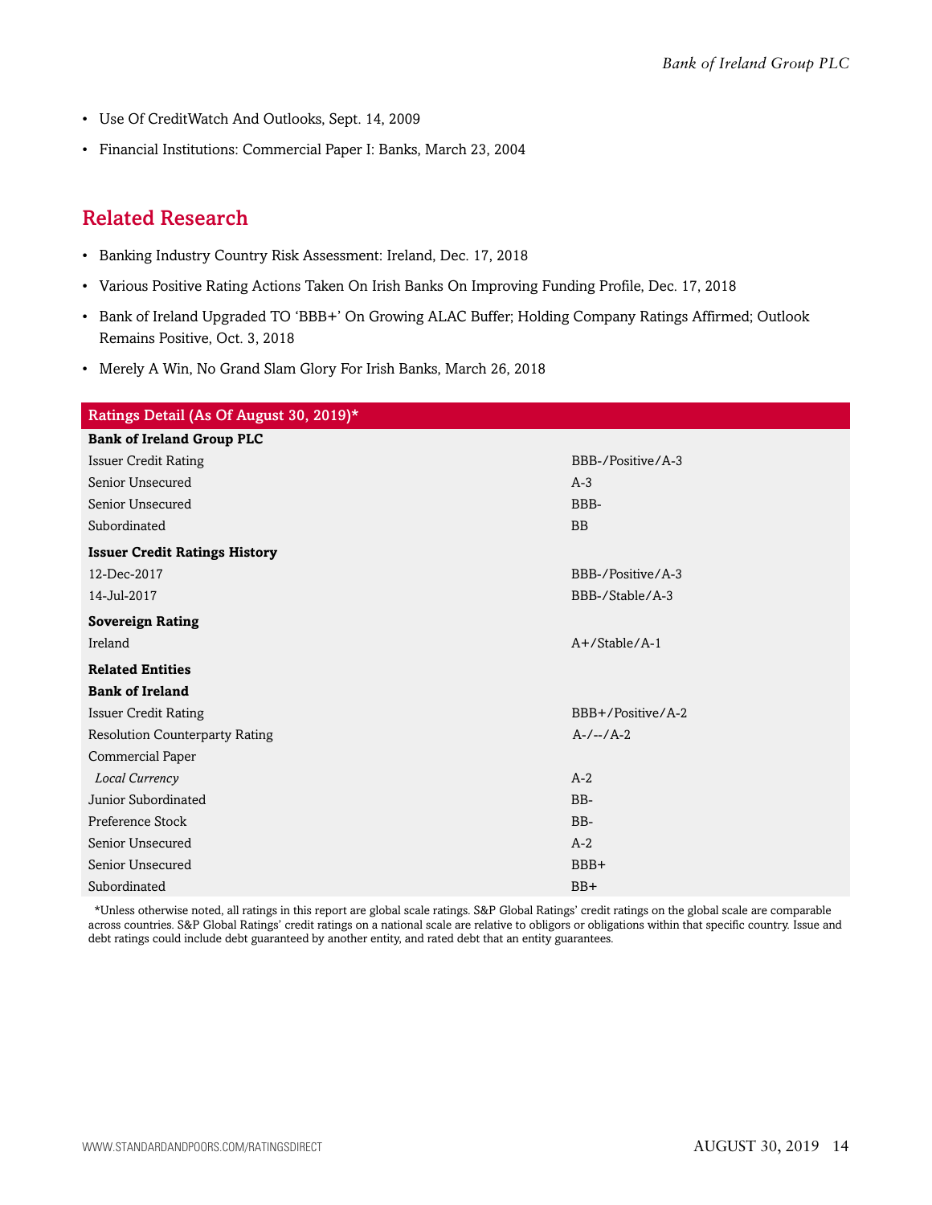- Use Of CreditWatch And Outlooks, Sept. 14, 2009
- Financial Institutions: Commercial Paper I: Banks, March 23, 2004

## Related Research

- Banking Industry Country Risk Assessment: Ireland, Dec. 17, 2018
- Various Positive Rating Actions Taken On Irish Banks On Improving Funding Profile, Dec. 17, 2018
- Bank of Ireland Upgraded TO 'BBB+' On Growing ALAC Buffer; Holding Company Ratings Affirmed; Outlook Remains Positive, Oct. 3, 2018
- Merely A Win, No Grand Slam Glory For Irish Banks, March 26, 2018

| Ratings Detail (As Of August 30, 2019)* | |
|---|---|
| **Bank of Ireland Group PLC** | |
| Issuer Credit Rating | BBB-/Positive/A-3 |
| Senior Unsecured | A-3 |
| Senior Unsecured | BBB- |
| Subordinated | BB |
| **Issuer Credit Ratings History** | |
| 12-Dec-2017 | BBB-/Positive/A-3 |
| 14-Jul-2017 | BBB-/Stable/A-3 |
| **Sovereign Rating** | |
| Ireland | A+/Stable/A-1 |
| **Related Entities** | |
| **Bank of Ireland** | |
| Issuer Credit Rating | BBB+/Positive/A-2 |
| Resolution Counterparty Rating | A-/--/A-2 |
| Commercial Paper | |
| *Local Currency* | A-2 |
| Junior Subordinated | BB- |
| Preference Stock | BB- |
| Senior Unsecured | A-2 |
| Senior Unsecured | BBB+ |
| Subordinated | BB+ |

*Unless otherwise noted, all ratings in this report are global scale ratings. S&P Global Ratings' credit ratings on the global scale are comparable across countries. S&P Global Ratings' credit ratings on a national scale are relative to obligors or obligations within that specific country. Issue and debt ratings could include debt guaranteed by another entity, and rated debt that an entity guarantees.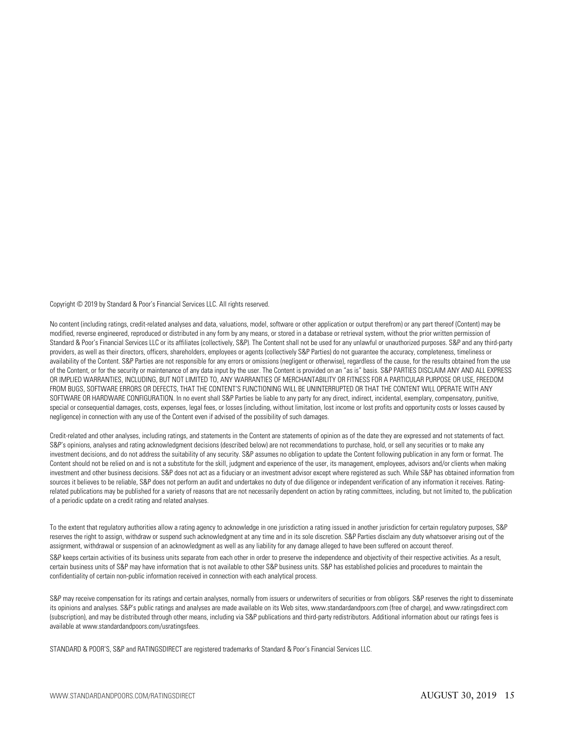Copyright © 2019 by Standard & Poor's Financial Services LLC. All rights reserved.

No content (including ratings, credit-related analyses and data, valuations, model, software or other application or output therefrom) or any part thereof (Content) may be modified, reverse engineered, reproduced or distributed in any form by any means, or stored in a database or retrieval system, without the prior written permission of Standard & Poor's Financial Services LLC or its affiliates (collectively, S&P). The Content shall not be used for any unlawful or unauthorized purposes. S&P and any third-party providers, as well as their directors, officers, shareholders, employees or agents (collectively S&P Parties) do not guarantee the accuracy, completeness, timeliness or availability of the Content. S&P Parties are not responsible for any errors or omissions (negligent or otherwise), regardless of the cause, for the results obtained from the use of the Content, or for the security or maintenance of any data input by the user. The Content is provided on an "as is" basis. S&P PARTIES DISCLAIM ANY AND ALL EXPRESS OR IMPLIED WARRANTIES, INCLUDING, BUT NOT LIMITED TO, ANY WARRANTIES OF MERCHANTABILITY OR FITNESS FOR A PARTICULAR PURPOSE OR USE, FREEDOM FROM BUGS, SOFTWARE ERRORS OR DEFECTS, THAT THE CONTENT'S FUNCTIONING WILL BE UNINTERRUPTED OR THAT THE CONTENT WILL OPERATE WITH ANY SOFTWARE OR HARDWARE CONFIGURATION. In no event shall S&P Parties be liable to any party for any direct, indirect, incidental, exemplary, compensatory, punitive, special or consequential damages, costs, expenses, legal fees, or losses (including, without limitation, lost income or lost profits and opportunity costs or losses caused by negligence) in connection with any use of the Content even if advised of the possibility of such damages.

Credit-related and other analyses, including ratings, and statements in the Content are statements of opinion as of the date they are expressed and not statements of fact. S&P's opinions, analyses and rating acknowledgment decisions (described below) are not recommendations to purchase, hold, or sell any securities or to make any investment decisions, and do not address the suitability of any security. S&P assumes no obligation to update the Content following publication in any form or format. The Content should not be relied on and is not a substitute for the skill, judgment and experience of the user, its management, employees, advisors and/or clients when making investment and other business decisions. S&P does not act as a fiduciary or an investment advisor except where registered as such. While S&P has obtained information from sources it believes to be reliable, S&P does not perform an audit and undertakes no duty of due diligence or independent verification of any information it receives. Rating-related publications may be published for a variety of reasons that are not necessarily dependent on action by rating committees, including, but not limited to, the publication of a periodic update on a credit rating and related analyses.

To the extent that regulatory authorities allow a rating agency to acknowledge in one jurisdiction a rating issued in another jurisdiction for certain regulatory purposes, S&P reserves the right to assign, withdraw or suspend such acknowledgment at any time and in its sole discretion. S&P Parties disclaim any duty whatsoever arising out of the assignment, withdrawal or suspension of an acknowledgment as well as any liability for any damage alleged to have been suffered on account thereof.

S&P keeps certain activities of its business units separate from each other in order to preserve the independence and objectivity of their respective activities. As a result, certain business units of S&P may have information that is not available to other S&P business units. S&P has established policies and procedures to maintain the confidentiality of certain non-public information received in connection with each analytical process.

S&P may receive compensation for its ratings and certain analyses, normally from issuers or underwriters of securities or from obligors. S&P reserves the right to disseminate its opinions and analyses. S&P's public ratings and analyses are made available on its Web sites, www.standardandpoors.com (free of charge), and www.ratingsdirect.com (subscription), and may be distributed through other means, including via S&P publications and third-party redistributors. Additional information about our ratings fees is available at www.standardandpoors.com/usratingsfees.

STANDARD & POOR'S, S&P and RATINGSDIRECT are registered trademarks of Standard & Poor's Financial Services LLC.